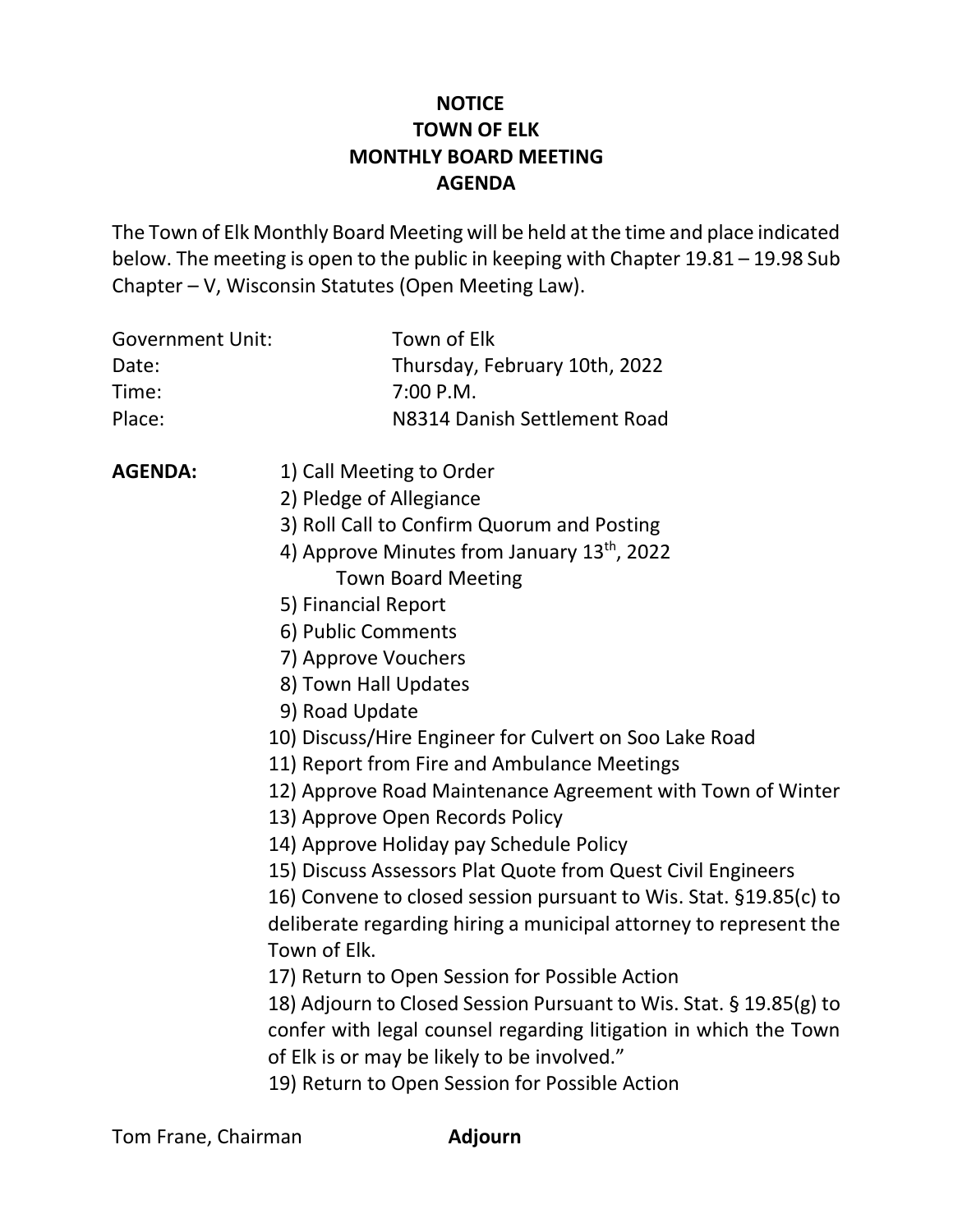# NOTICE
# TOWN OF ELK
# MONTHLY BOARD MEETING
# AGENDA

The Town of Elk Monthly Board Meeting will be held at the time and place indicated below. The meeting is open to the public in keeping with Chapter 19.81 – 19.98 Sub Chapter – V, Wisconsin Statutes (Open Meeting Law).

| | |
|---|---|
| Government Unit: | Town of Elk |
| Date: | Thursday, February 10th, 2022 |
| Time: | 7:00 P.M. |
| Place: | N8314 Danish Settlement Road |

**AGENDA:**

1) Call Meeting to Order
2) Pledge of Allegiance
3) Roll Call to Confirm Quorum and Posting
4) Approve Minutes from January 13th, 2022 Town Board Meeting
5) Financial Report
6) Public Comments
7) Approve Vouchers
8) Town Hall Updates
9) Road Update
10) Discuss/Hire Engineer for Culvert on Soo Lake Road
11) Report from Fire and Ambulance Meetings
12) Approve Road Maintenance Agreement with Town of Winter
13) Approve Open Records Policy
14) Approve Holiday pay Schedule Policy
15) Discuss Assessors Plat Quote from Quest Civil Engineers
16) Convene to closed session pursuant to Wis. Stat. §19.85(c) to deliberate regarding hiring a municipal attorney to represent the Town of Elk.
17) Return to Open Session for Possible Action
18) Adjourn to Closed Session Pursuant to Wis. Stat. § 19.85(g) to confer with legal counsel regarding litigation in which the Town of Elk is or may be likely to be involved."
19) Return to Open Session for Possible Action

Tom Frane, Chairman **Adjourn**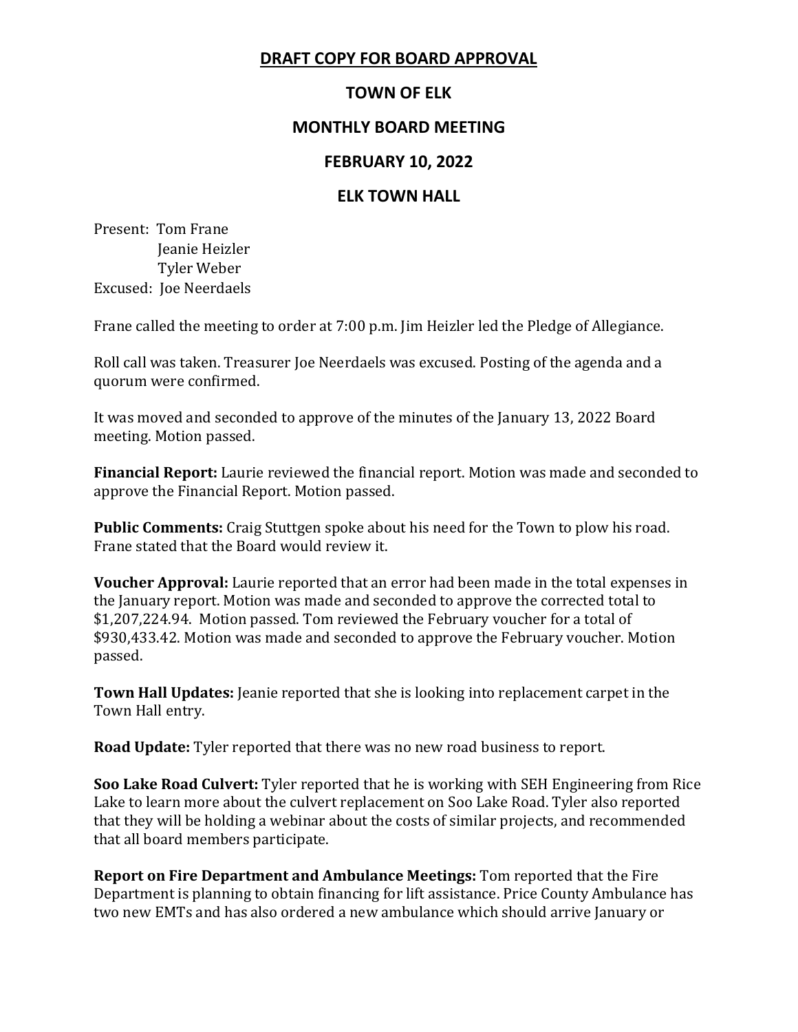**DRAFT COPY FOR BOARD APPROVAL**

# TOWN OF ELK

## MONTHLY BOARD MEETING

## FEBRUARY 10, 2022

## ELK TOWN HALL

Present: Tom Frane
Jeanie Heizler
Tyler Weber
Excused: Joe Neerdaels

Frane called the meeting to order at 7:00 p.m. Jim Heizler led the Pledge of Allegiance.

Roll call was taken. Treasurer Joe Neerdaels was excused. Posting of the agenda and a quorum were confirmed.

It was moved and seconded to approve of the minutes of the January 13, 2022 Board meeting. Motion passed.

**Financial Report:** Laurie reviewed the financial report. Motion was made and seconded to approve the Financial Report. Motion passed.

**Public Comments:** Craig Stuttgen spoke about his need for the Town to plow his road. Frane stated that the Board would review it.

**Voucher Approval:** Laurie reported that an error had been made in the total expenses in the January report. Motion was made and seconded to approve the corrected total to $1,207,224.94. Motion passed. Tom reviewed the February voucher for a total of $930,433.42. Motion was made and seconded to approve the February voucher. Motion passed.

**Town Hall Updates:** Jeanie reported that she is looking into replacement carpet in the Town Hall entry.

**Road Update:** Tyler reported that there was no new road business to report.

**Soo Lake Road Culvert:** Tyler reported that he is working with SEH Engineering from Rice Lake to learn more about the culvert replacement on Soo Lake Road. Tyler also reported that they will be holding a webinar about the costs of similar projects, and recommended that all board members participate.

**Report on Fire Department and Ambulance Meetings:** Tom reported that the Fire Department is planning to obtain financing for lift assistance. Price County Ambulance has two new EMTs and has also ordered a new ambulance which should arrive January or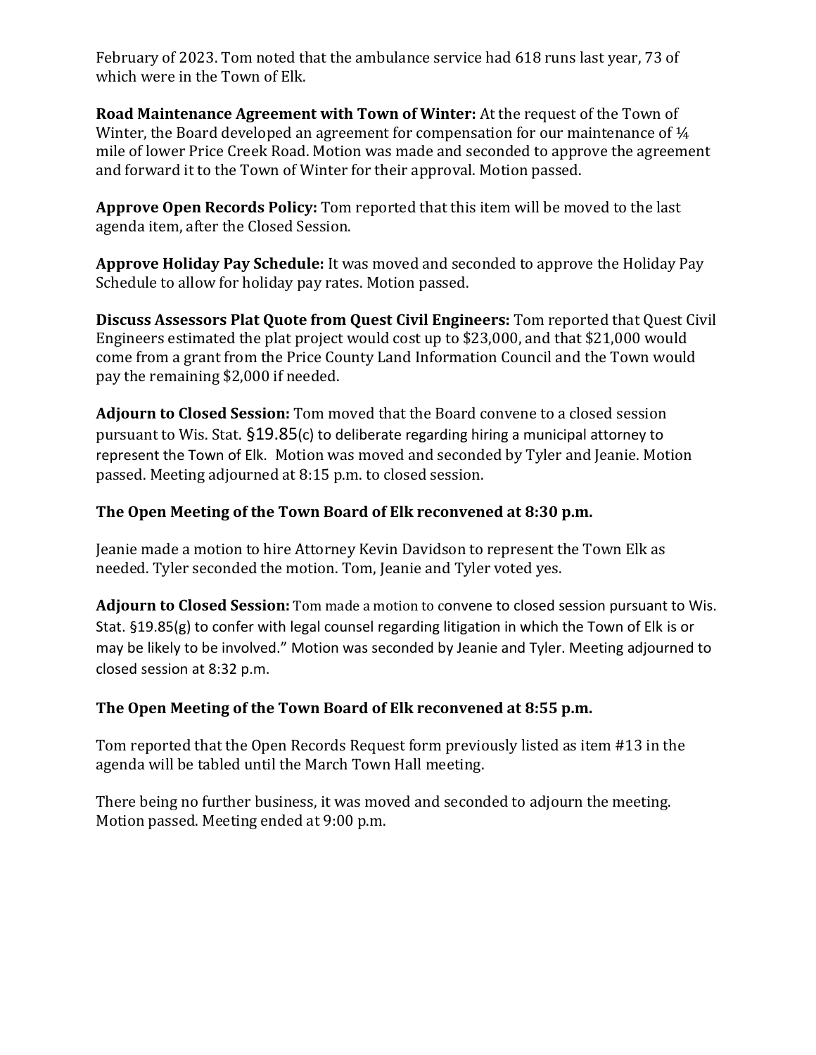February of 2023. Tom noted that the ambulance service had 618 runs last year, 73 of which were in the Town of Elk.

**Road Maintenance Agreement with Town of Winter:** At the request of the Town of Winter, the Board developed an agreement for compensation for our maintenance of ¼ mile of lower Price Creek Road. Motion was made and seconded to approve the agreement and forward it to the Town of Winter for their approval. Motion passed.

**Approve Open Records Policy:** Tom reported that this item will be moved to the last agenda item, after the Closed Session.

**Approve Holiday Pay Schedule:** It was moved and seconded to approve the Holiday Pay Schedule to allow for holiday pay rates. Motion passed.

**Discuss Assessors Plat Quote from Quest Civil Engineers:** Tom reported that Quest Civil Engineers estimated the plat project would cost up to $23,000, and that $21,000 would come from a grant from the Price County Land Information Council and the Town would pay the remaining $2,000 if needed.

**Adjourn to Closed Session:** Tom moved that the Board convene to a closed session pursuant to Wis. Stat. §19.85(c) to deliberate regarding hiring a municipal attorney to represent the Town of Elk. Motion was moved and seconded by Tyler and Jeanie. Motion passed. Meeting adjourned at 8:15 p.m. to closed session.

**The Open Meeting of the Town Board of Elk reconvened at 8:30 p.m.**

Jeanie made a motion to hire Attorney Kevin Davidson to represent the Town Elk as needed. Tyler seconded the motion. Tom, Jeanie and Tyler voted yes.

**Adjourn to Closed Session:** Tom made a motion to convene to closed session pursuant to Wis. Stat. §19.85(g) to confer with legal counsel regarding litigation in which the Town of Elk is or may be likely to be involved." Motion was seconded by Jeanie and Tyler. Meeting adjourned to closed session at 8:32 p.m.

**The Open Meeting of the Town Board of Elk reconvened at 8:55 p.m.**

Tom reported that the Open Records Request form previously listed as item #13 in the agenda will be tabled until the March Town Hall meeting.

There being no further business, it was moved and seconded to adjourn the meeting. Motion passed. Meeting ended at 9:00 p.m.